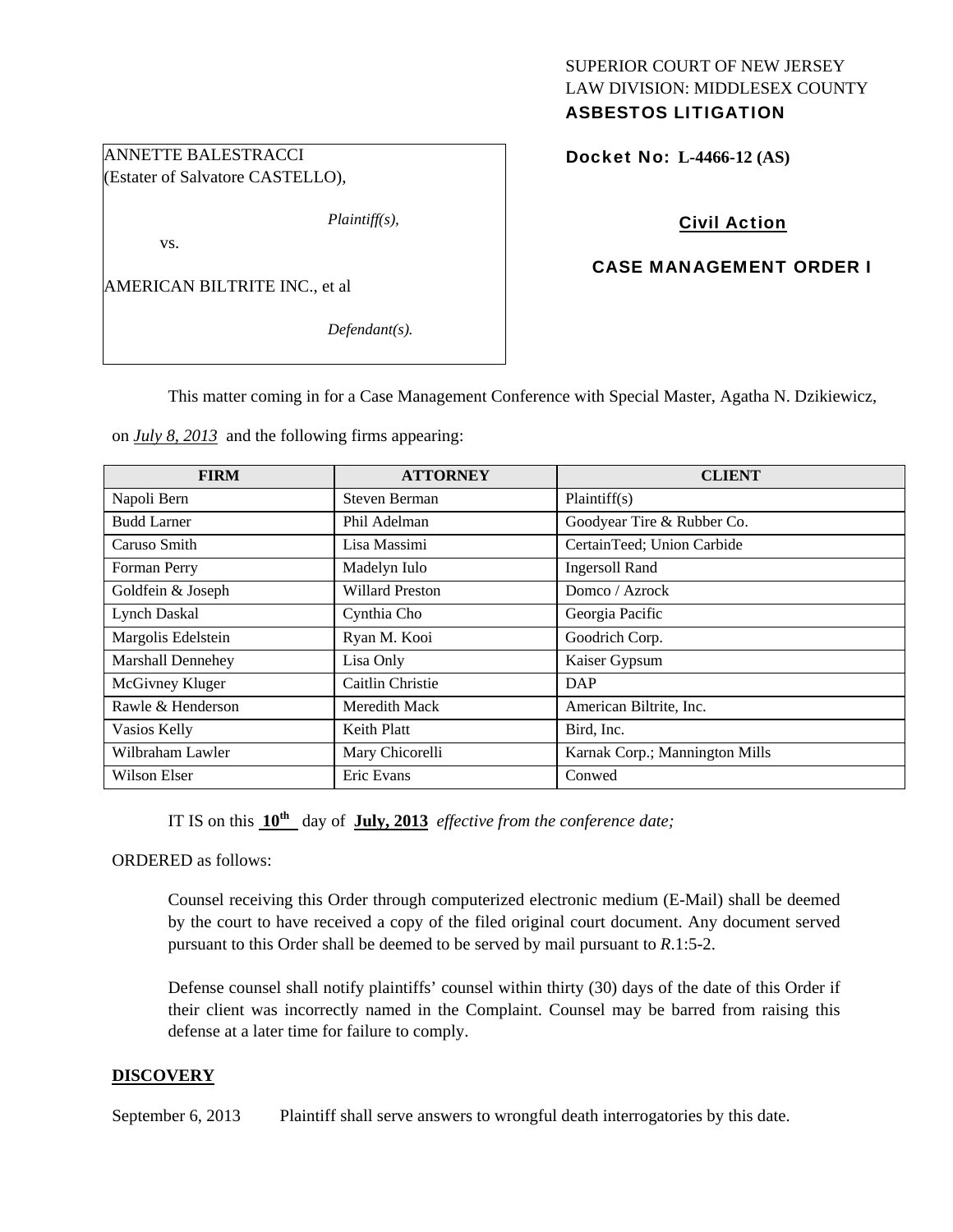SUPERIOR COURT OF NEW JERSEY
LAW DIVISION: MIDDLESEX COUNTY
**ASBESTOS LITIGATION**

ANNETTE BALESTRACCI
(Estater of Salvatore CASTELLO),

*Plaintiff(s),*

vs.

AMERICAN BILTRITE INC., et al

*Defendant(s).*

**Docket No: L-4466-12 (AS)**

**Civil Action**

**CASE MANAGEMENT ORDER I**

This matter coming in for a Case Management Conference with Special Master, Agatha N. Dzikiewicz, on *July 8, 2013* and the following firms appearing:

| FIRM | ATTORNEY | CLIENT |
| --- | --- | --- |
| Napoli Bern | Steven Berman | Plaintiff(s) |
| Budd Larner | Phil Adelman | Goodyear Tire & Rubber Co. |
| Caruso Smith | Lisa Massimi | CertainTeed; Union Carbide |
| Forman Perry | Madelyn Iulo | Ingersoll Rand |
| Goldfein & Joseph | Willard Preston | Domco / Azrock |
| Lynch Daskal | Cynthia Cho | Georgia Pacific |
| Margolis Edelstein | Ryan M. Kooi | Goodrich Corp. |
| Marshall Dennehey | Lisa Only | Kaiser Gypsum |
| McGivney Kluger | Caitlin Christie | DAP |
| Rawle & Henderson | Meredith Mack | American Biltrite, Inc. |
| Vasios Kelly | Keith Platt | Bird, Inc. |
| Wilbraham Lawler | Mary Chicorelli | Karnak Corp.; Mannington Mills |
| Wilson Elser | Eric Evans | Conwed |

IT IS on this **10th** day of **July, 2013** *effective from the conference date;*

ORDERED as follows:

Counsel receiving this Order through computerized electronic medium (E-Mail) shall be deemed by the court to have received a copy of the filed original court document. Any document served pursuant to this Order shall be deemed to be served by mail pursuant to *R*.1:5-2.

Defense counsel shall notify plaintiffs' counsel within thirty (30) days of the date of this Order if their client was incorrectly named in the Complaint. Counsel may be barred from raising this defense at a later time for failure to comply.

## DISCOVERY

September 6, 2013 Plaintiff shall serve answers to wrongful death interrogatories by this date.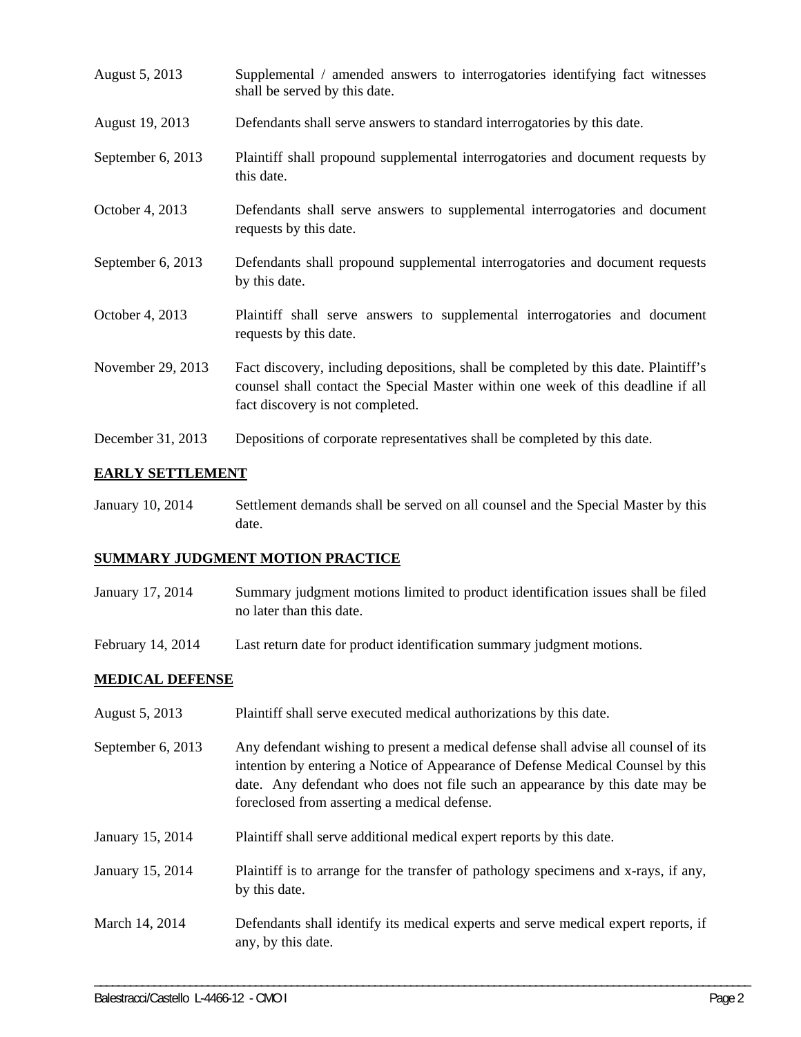| | |
|---|---|
| August 5, 2013 | Supplemental / amended answers to interrogatories identifying fact witnesses shall be served by this date. |
| August 19, 2013 | Defendants shall serve answers to standard interrogatories by this date. |
| September 6, 2013 | Plaintiff shall propound supplemental interrogatories and document requests by this date. |
| October 4, 2013 | Defendants shall serve answers to supplemental interrogatories and document requests by this date. |
| September 6, 2013 | Defendants shall propound supplemental interrogatories and document requests by this date. |
| October 4, 2013 | Plaintiff shall serve answers to supplemental interrogatories and document requests by this date. |
| November 29, 2013 | Fact discovery, including depositions, shall be completed by this date. Plaintiff's counsel shall contact the Special Master within one week of this deadline if all fact discovery is not completed. |
| December 31, 2013 | Depositions of corporate representatives shall be completed by this date. |

**EARLY SETTLEMENT**

| | |
|---|---|
| January 10, 2014 | Settlement demands shall be served on all counsel and the Special Master by this date. |

**SUMMARY JUDGMENT MOTION PRACTICE**

| | |
|---|---|
| January 17, 2014 | Summary judgment motions limited to product identification issues shall be filed no later than this date. |
| February 14, 2014 | Last return date for product identification summary judgment motions. |

**MEDICAL DEFENSE**

| | |
|---|---|
| August 5, 2013 | Plaintiff shall serve executed medical authorizations by this date. |
| September 6, 2013 | Any defendant wishing to present a medical defense shall advise all counsel of its intention by entering a Notice of Appearance of Defense Medical Counsel by this date. Any defendant who does not file such an appearance by this date may be foreclosed from asserting a medical defense. |
| January 15, 2014 | Plaintiff shall serve additional medical expert reports by this date. |
| January 15, 2014 | Plaintiff is to arrange for the transfer of pathology specimens and x-rays, if any, by this date. |
| March 14, 2014 | Defendants shall identify its medical experts and serve medical expert reports, if any, by this date. |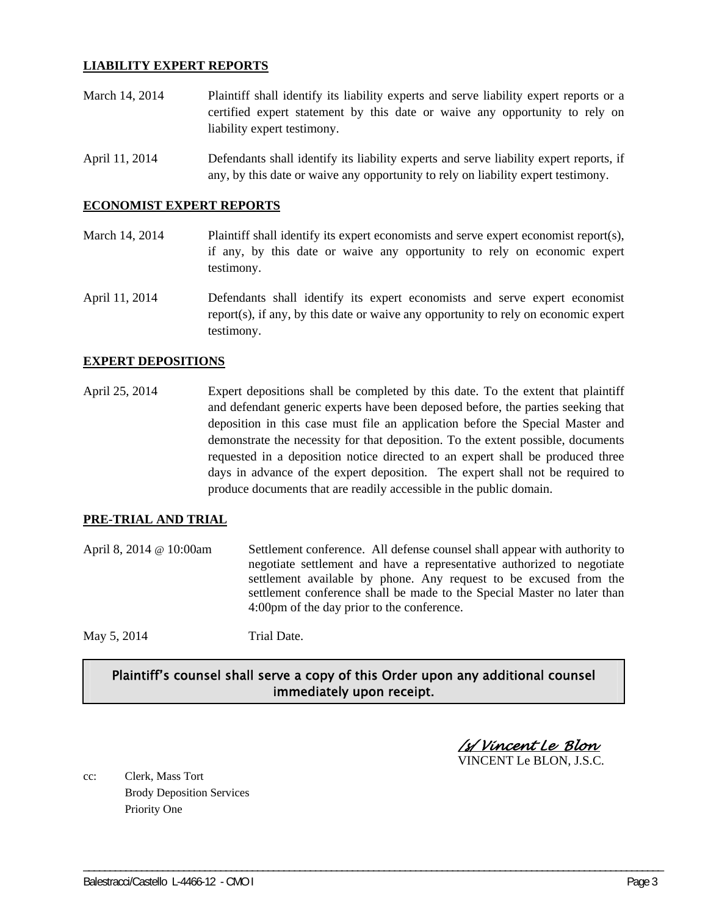**LIABILITY EXPERT REPORTS**

| | |
|---|---|
| March 14, 2014 | Plaintiff shall identify its liability experts and serve liability expert reports or a certified expert statement by this date or waive any opportunity to rely on liability expert testimony. |
| April 11, 2014 | Defendants shall identify its liability experts and serve liability expert reports, if any, by this date or waive any opportunity to rely on liability expert testimony. |

**ECONOMIST EXPERT REPORTS**

| | |
|---|---|
| March 14, 2014 | Plaintiff shall identify its expert economists and serve expert economist report(s), if any, by this date or waive any opportunity to rely on economic expert testimony. |
| April 11, 2014 | Defendants shall identify its expert economists and serve expert economist report(s), if any, by this date or waive any opportunity to rely on economic expert testimony. |

**EXPERT DEPOSITIONS**

| | |
|---|---|
| April 25, 2014 | Expert depositions shall be completed by this date. To the extent that plaintiff and defendant generic experts have been deposed before, the parties seeking that deposition in this case must file an application before the Special Master and demonstrate the necessity for that deposition. To the extent possible, documents requested in a deposition notice directed to an expert shall be produced three days in advance of the expert deposition. The expert shall not be required to produce documents that are readily accessible in the public domain. |

**PRE-TRIAL AND TRIAL**

| | |
|---|---|
| April 8, 2014 @ 10:00am | Settlement conference. All defense counsel shall appear with authority to negotiate settlement and have a representative authorized to negotiate settlement available by phone. Any request to be excused from the settlement conference shall be made to the Special Master no later than 4:00pm of the day prior to the conference. |
| May 5, 2014 | Trial Date. |

**Plaintiff's counsel shall serve a copy of this Order upon any additional counsel immediately upon receipt.**

/s/ Vincent Le Blon
VINCENT Le BLON, J.S.C.

cc: Clerk, Mass Tort
Brody Deposition Services
Priority One